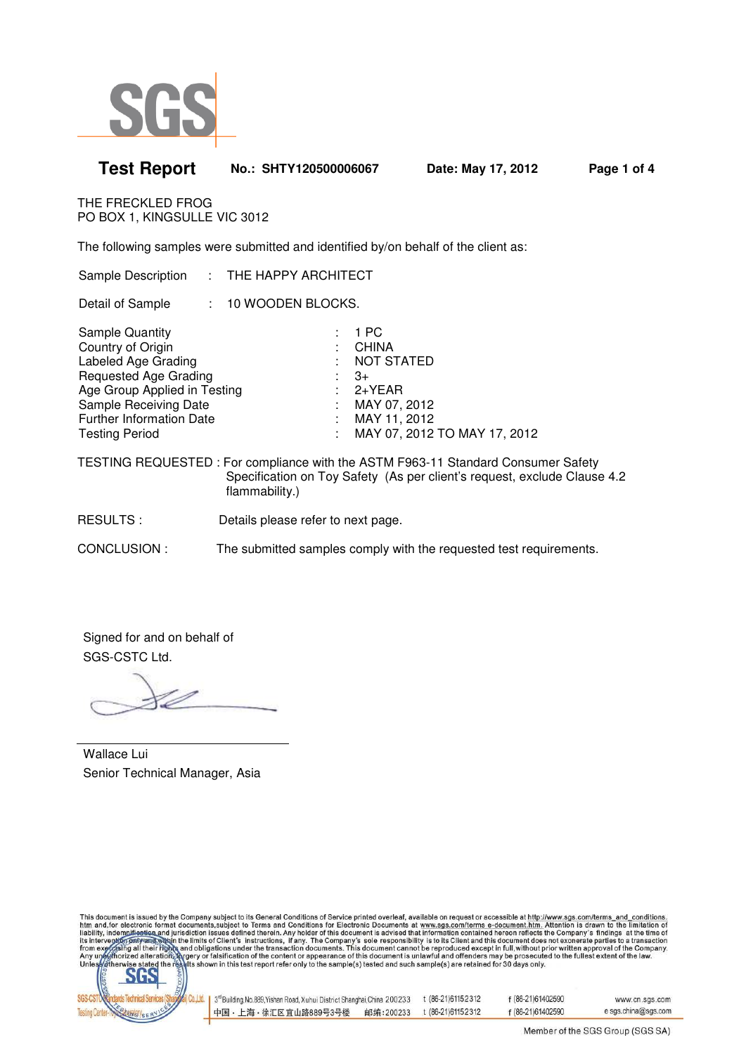# Test Report

**No.: SHTY120500006067** **Date: May 17, 2012**

THE FRECKLED FROG
PO BOX 1, KINGSULLE VIC 3012

The following samples were submitted and identified by/on behalf of the client as:

| | | |
|---|---|---|
| Sample Description | : | THE HAPPY ARCHITECT |
| Detail of Sample | : | 10 WOODEN BLOCKS. |
| Sample Quantity | : | 1 PC |
| Country of Origin | : | CHINA |
| Labeled Age Grading | : | NOT STATED |
| Requested Age Grading | : | 3+ |
| Age Group Applied in Testing | : | 2+YEAR |
| Sample Receiving Date | : | MAY 07, 2012 |
| Further Information Date | : | MAY 11, 2012 |
| Testing Period | : | MAY 07, 2012 TO MAY 17, 2012 |

TESTING REQUESTED : For compliance with the ASTM F963-11 Standard Consumer Safety Specification on Toy Safety (As per client's request, exclude Clause 4.2 flammability.)

RESULTS : Details please refer to next page.

CONCLUSION : The submitted samples comply with the requested test requirements.

Signed for and on behalf of
SGS-CSTC Ltd.

Wallace Lui
Senior Technical Manager, Asia

This document is issued by the Company subject to its General Conditions of Service printed overleaf, available on request or accessible at http://www.sgs.com/terms_and_conditions.htm and, for electronic format documents, subject to Terms and Conditions for Electronic Documents at www.sgs.com/terms_e-document.htm. Attention is drawn to the limitation of liability, indemnification and jurisdiction issues defined therein. Any holder of this document is advised that information contained hereon reflects the Company's findings at the time of its intervention only and within the limits of Client's instructions, if any. The Company's sole responsibility is to its Client and this document does not exonerate parties to a transaction from exercising all their rights and obligations under the transaction documents. This document cannot be reproduced except in full, without prior written approval of the Company. Any unauthorized alteration, forgery or falsification of the content or appearance of this document is unlawful and offenders may be prosecuted to the fullest extent of the law. Unless otherwise stated the results shown in this test report refer only to the sample(s) tested and such sample(s) are retained for 30 days only.

SGS-CSTC Standards Technical Services (Shanghai) Co., Ltd. Testing Center-Toy Laboratory | 3rd Building No.889, Yishan Road, Xuhui District Shanghai, China 200233 t (86-21)61152312 f (86-21)61402590 www.cn.sgs.com
中国・上海・徐汇区宜山路889号3号楼 邮编:200233 t (86-21)61152312 f (86-21)61402590 e sgs.china@sgs.com

Member of the SGS Group (SGS SA)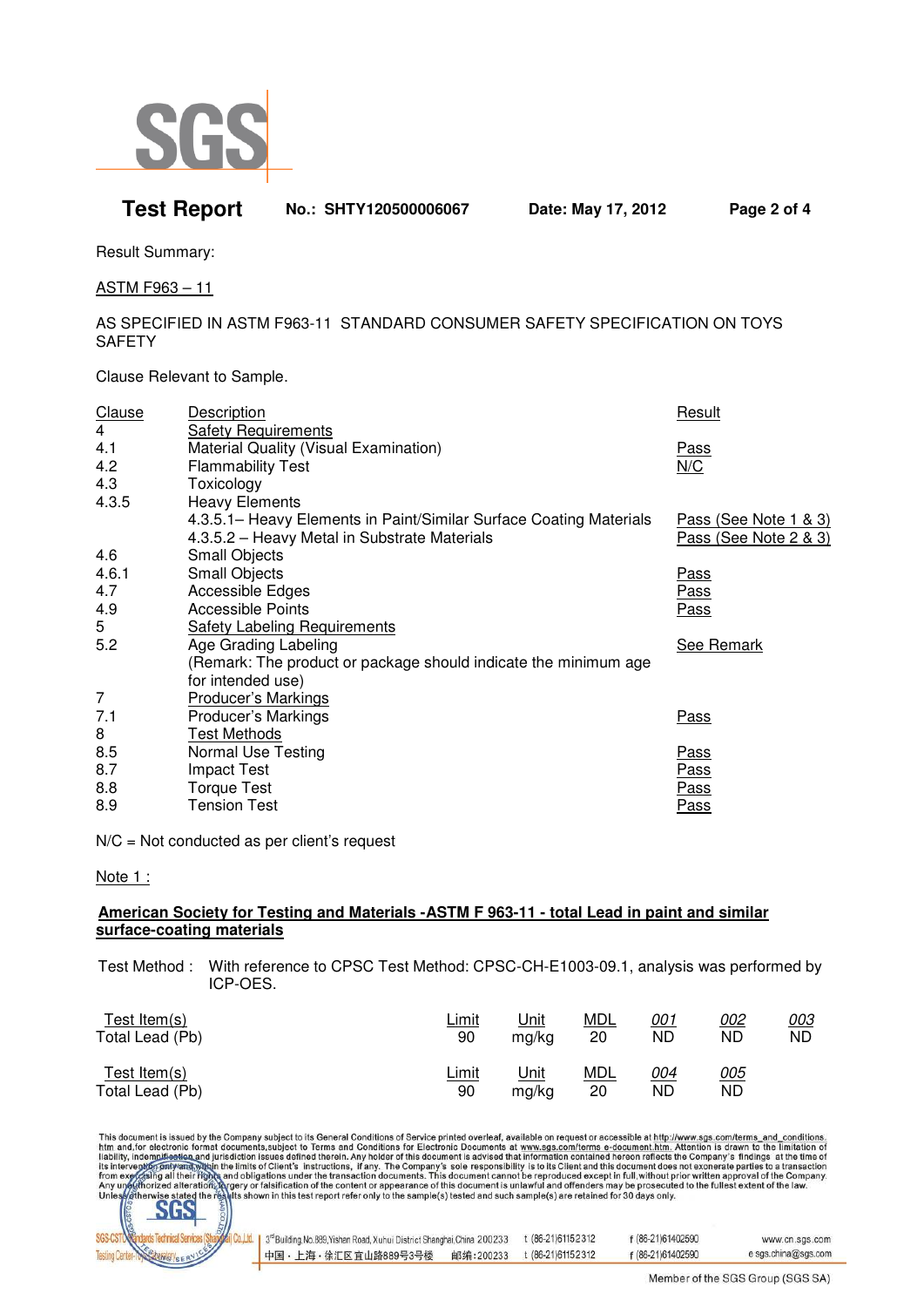Result Summary:

ASTM F963 – 11

AS SPECIFIED IN ASTM F963-11 STANDARD CONSUMER SAFETY SPECIFICATION ON TOYS SAFETY

Clause Relevant to Sample.

| Clause | Description | Result |
|---|---|---|
| 4 | Safety Requirements | |
| 4.1 | Material Quality (Visual Examination) | Pass |
| 4.2 | Flammability Test | N/C |
| 4.3 | Toxicology | |
| 4.3.5 | Heavy Elements | |
| | 4.3.5.1– Heavy Elements in Paint/Similar Surface Coating Materials | Pass (See Note 1 & 3) |
| | 4.3.5.2 – Heavy Metal in Substrate Materials | Pass (See Note 2 & 3) |
| 4.6 | Small Objects | |
| 4.6.1 | Small Objects | Pass |
| 4.7 | Accessible Edges | Pass |
| 4.9 | Accessible Points | Pass |
| 5 | Safety Labeling Requirements | |
| 5.2 | Age Grading Labeling (Remark: The product or package should indicate the minimum age for intended use) | See Remark |
| 7 | Producer's Markings | |
| 7.1 | Producer's Markings | Pass |
| 8 | Test Methods | |
| 8.5 | Normal Use Testing | Pass |
| 8.7 | Impact Test | Pass |
| 8.8 | Torque Test | Pass |
| 8.9 | Tension Test | Pass |

N/C = Not conducted as per client's request

Note 1 :

**American Society for Testing and Materials -ASTM F 963-11 - total Lead in paint and similar surface-coating materials**

Test Method : With reference to CPSC Test Method: CPSC-CH-E1003-09.1, analysis was performed by ICP-OES.

| Test Item(s) | Limit | Unit | MDL | 001 | 002 | 003 |
|---|---|---|---|---|---|---|
| Total Lead (Pb) | 90 | mg/kg | 20 | ND | ND | ND |

| Test Item(s) | Limit | Unit | MDL | 004 | 005 |
|---|---|---|---|---|---|
| Total Lead (Pb) | 90 | mg/kg | 20 | ND | ND |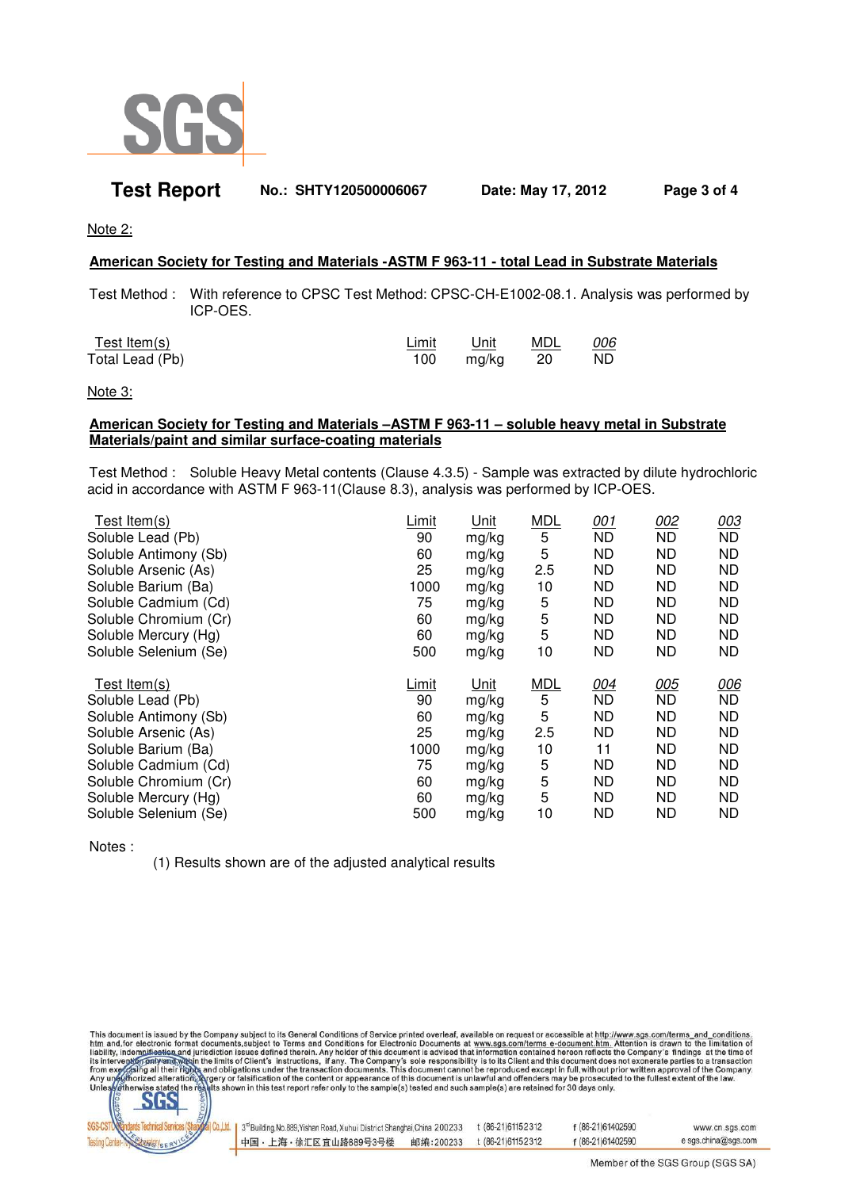Note 2:

**American Society for Testing and Materials -ASTM F 963-11 - total Lead in Substrate Materials**

Test Method : With reference to CPSC Test Method: CPSC-CH-E1002-08.1. Analysis was performed by ICP-OES.

| Test Item(s) | Limit | Unit | MDL | 006 |
|---|---|---|---|---|
| Total Lead (Pb) | 100 | mg/kg | 20 | ND |

Note 3:

**American Society for Testing and Materials –ASTM F 963-11 – soluble heavy metal in Substrate Materials/paint and similar surface-coating materials**

Test Method : Soluble Heavy Metal contents (Clause 4.3.5) - Sample was extracted by dilute hydrochloric acid in accordance with ASTM F 963-11(Clause 8.3), analysis was performed by ICP-OES.

| Test Item(s) | Limit | Unit | MDL | 001 | 002 | 003 |
|---|---|---|---|---|---|---|
| Soluble Lead (Pb) | 90 | mg/kg | 5 | ND | ND | ND |
| Soluble Antimony (Sb) | 60 | mg/kg | 5 | ND | ND | ND |
| Soluble Arsenic (As) | 25 | mg/kg | 2.5 | ND | ND | ND |
| Soluble Barium (Ba) | 1000 | mg/kg | 10 | ND | ND | ND |
| Soluble Cadmium (Cd) | 75 | mg/kg | 5 | ND | ND | ND |
| Soluble Chromium (Cr) | 60 | mg/kg | 5 | ND | ND | ND |
| Soluble Mercury (Hg) | 60 | mg/kg | 5 | ND | ND | ND |
| Soluble Selenium (Se) | 500 | mg/kg | 10 | ND | ND | ND |

| Test Item(s) | Limit | Unit | MDL | 004 | 005 | 006 |
|---|---|---|---|---|---|---|
| Soluble Lead (Pb) | 90 | mg/kg | 5 | ND | ND | ND |
| Soluble Antimony (Sb) | 60 | mg/kg | 5 | ND | ND | ND |
| Soluble Arsenic (As) | 25 | mg/kg | 2.5 | ND | ND | ND |
| Soluble Barium (Ba) | 1000 | mg/kg | 10 | 11 | ND | ND |
| Soluble Cadmium (Cd) | 75 | mg/kg | 5 | ND | ND | ND |
| Soluble Chromium (Cr) | 60 | mg/kg | 5 | ND | ND | ND |
| Soluble Mercury (Hg) | 60 | mg/kg | 5 | ND | ND | ND |
| Soluble Selenium (Se) | 500 | mg/kg | 10 | ND | ND | ND |

Notes :

(1) Results shown are of the adjusted analytical results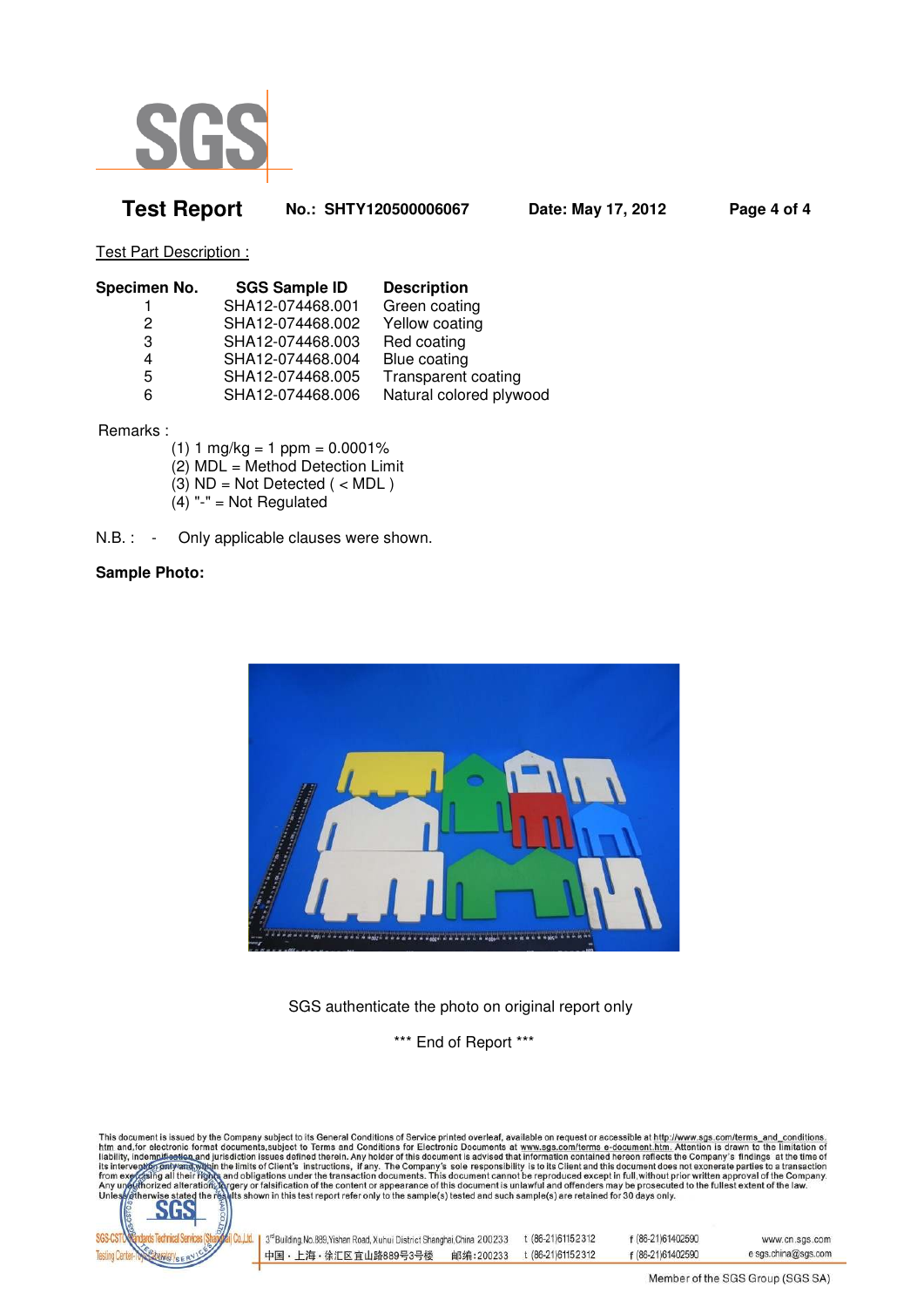Test Report No.: SHTY120500006067 Date: May 17, 2012

Test Part Description :

| Specimen No. | SGS Sample ID | Description |
| --- | --- | --- |
| 1 | SHA12-074468.001 | Green coating |
| 2 | SHA12-074468.002 | Yellow coating |
| 3 | SHA12-074468.003 | Red coating |
| 4 | SHA12-074468.004 | Blue coating |
| 5 | SHA12-074468.005 | Transparent coating |
| 6 | SHA12-074468.006 | Natural colored plywood |

Remarks :

(1) 1 mg/kg = 1 ppm = 0.0001%
(2) MDL = Method Detection Limit
(3) ND = Not Detected ( < MDL )
(4) "-" = Not Regulated

N.B. : - Only applicable clauses were shown.

**Sample Photo:**

SGS authenticate the photo on original report only

*** End of Report ***

This document is issued by the Company subject to its General Conditions of Service printed overleaf, available on request or accessible at http://www.sgs.com/terms_and_conditions.htm and, for electronic format documents, subject to Terms and Conditions for Electronic Documents at www.sgs.com/terms_e-document.htm. Attention is drawn to the limitation of liability, indemnification and jurisdiction issues defined therein. Any holder of this document is advised that information contained hereon reflects the Company's findings at the time of its intervention only and within the limits of Client's instructions, if any. The Company's sole responsibility is to its Client and this document does not exonerate parties to a transaction from exercising all their rights and obligations under the transaction documents. This document cannot be reproduced except in full, without prior written approval of the Company. Any unauthorized alteration, forgery or falsification of the content or appearance of this document is unlawful and offenders may be prosecuted to the fullest extent of the law. Unless otherwise stated the results shown in this test report refer only to the sample(s) tested and such sample(s) are retained for 30 days only.

SGS-CSTC Standards Technical Services (Shanghai) Co.,Ltd. Testing Center-Toy Laboratory | 3rd Building No.889, Yishan Road, Xuhui District Shanghai, China 200233 | t (86-21)61152312 | f (86-21)61402590 | www.cn.sgs.com

中国・上海・徐汇区宜山路889号3号楼 邮编:200233 | t (86-21)61152312 | f (86-21)61402590 | e sgs.china@sgs.com

Member of the SGS Group (SGS SA)